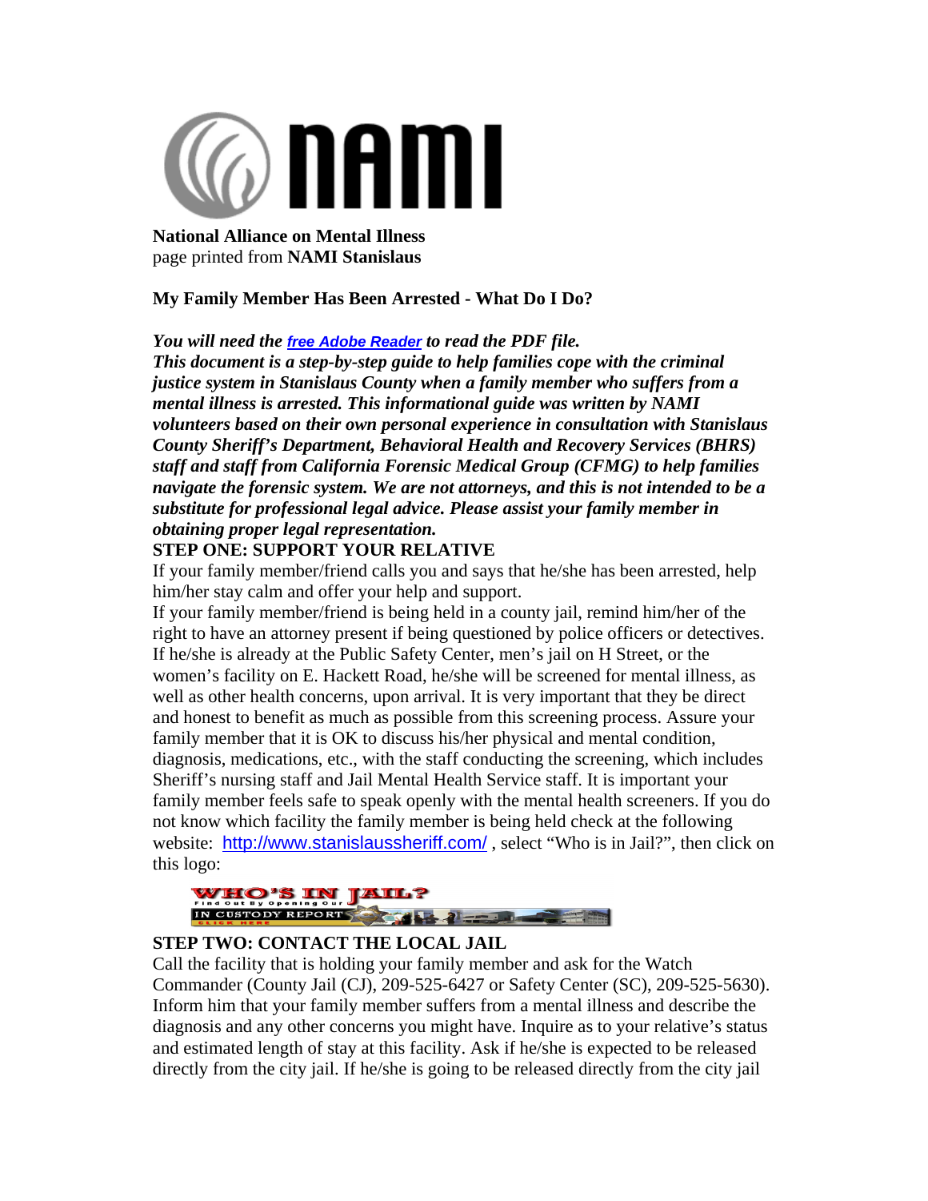**National Alliance on Mental Illness**
page printed from **NAMI Stanislaus**

## My Family Member Has Been Arrested - What Do I Do?

***You will need the free Adobe Reader to read the PDF file.***
***This document is a step-by-step guide to help families cope with the criminal justice system in Stanislaus County when a family member who suffers from a mental illness is arrested. This informational guide was written by NAMI volunteers based on their own personal experience in consultation with Stanislaus County Sheriff's Department, Behavioral Health and Recovery Services (BHRS) staff and staff from California Forensic Medical Group (CFMG) to help families navigate the forensic system. We are not attorneys, and this is not intended to be a substitute for professional legal advice. Please assist your family member in obtaining proper legal representation.***

### STEP ONE: SUPPORT YOUR RELATIVE

If your family member/friend calls you and says that he/she has been arrested, help him/her stay calm and offer your help and support.

If your family member/friend is being held in a county jail, remind him/her of the right to have an attorney present if being questioned by police officers or detectives. If he/she is already at the Public Safety Center, men's jail on H Street, or the women's facility on E. Hackett Road, he/she will be screened for mental illness, as well as other health concerns, upon arrival. It is very important that they be direct and honest to benefit as much as possible from this screening process. Assure your family member that it is OK to discuss his/her physical and mental condition, diagnosis, medications, etc., with the staff conducting the screening, which includes Sheriff's nursing staff and Jail Mental Health Service staff. It is important your family member feels safe to speak openly with the mental health screeners. If you do not know which facility the family member is being held check at the following website: http://www.stanislaussheriff.com/ , select "Who is in Jail?", then click on this logo:

### STEP TWO: CONTACT THE LOCAL JAIL

Call the facility that is holding your family member and ask for the Watch Commander (County Jail (CJ), 209-525-6427 or Safety Center (SC), 209-525-5630). Inform him that your family member suffers from a mental illness and describe the diagnosis and any other concerns you might have. Inquire as to your relative's status and estimated length of stay at this facility. Ask if he/she is expected to be released directly from the city jail. If he/she is going to be released directly from the city jail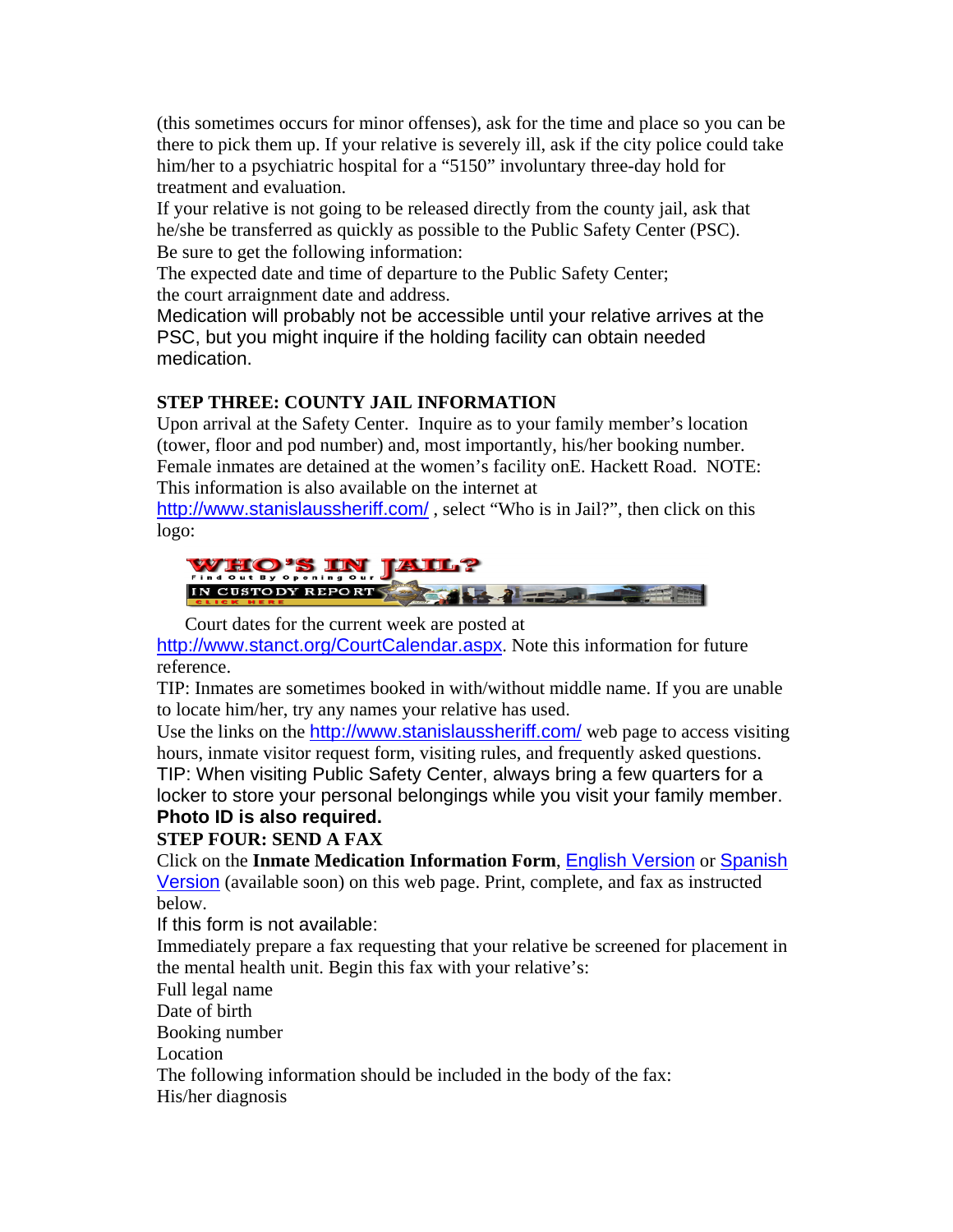(this sometimes occurs for minor offenses), ask for the time and place so you can be there to pick them up. If your relative is severely ill, ask if the city police could take him/her to a psychiatric hospital for a "5150" involuntary three-day hold for treatment and evaluation.

If your relative is not going to be released directly from the county jail, ask that he/she be transferred as quickly as possible to the Public Safety Center (PSC).

Be sure to get the following information:

The expected date and time of departure to the Public Safety Center;

the court arraignment date and address.

Medication will probably not be accessible until your relative arrives at the PSC, but you might inquire if the holding facility can obtain needed medication.

**STEP THREE: COUNTY JAIL INFORMATION**

Upon arrival at the Safety Center. Inquire as to your family member's location (tower, floor and pod number) and, most importantly, his/her booking number. Female inmates are detained at the women's facility onE. Hackett Road. NOTE: This information is also available on the internet at http://www.stanislaussheriff.com/ , select "Who is in Jail?", then click on this logo:

WHO'S IN JAIL? Find Out By Opening Our IN CUSTODY REPORT CLICK HERE

Court dates for the current week are posted at http://www.stanct.org/CourtCalendar.aspx. Note this information for future reference.

TIP: Inmates are sometimes booked in with/without middle name. If you are unable to locate him/her, try any names your relative has used.

Use the links on the http://www.stanislaussheriff.com/ web page to access visiting hours, inmate visitor request form, visiting rules, and frequently asked questions.

TIP: When visiting Public Safety Center, always bring a few quarters for a locker to store your personal belongings while you visit your family member. **Photo ID is also required.**

**STEP FOUR: SEND A FAX**

Click on the **Inmate Medication Information Form**, English Version or Spanish Version (available soon) on this web page. Print, complete, and fax as instructed below.

If this form is not available:

Immediately prepare a fax requesting that your relative be screened for placement in the mental health unit. Begin this fax with your relative's:

Full legal name

Date of birth

Booking number

Location

The following information should be included in the body of the fax:

His/her diagnosis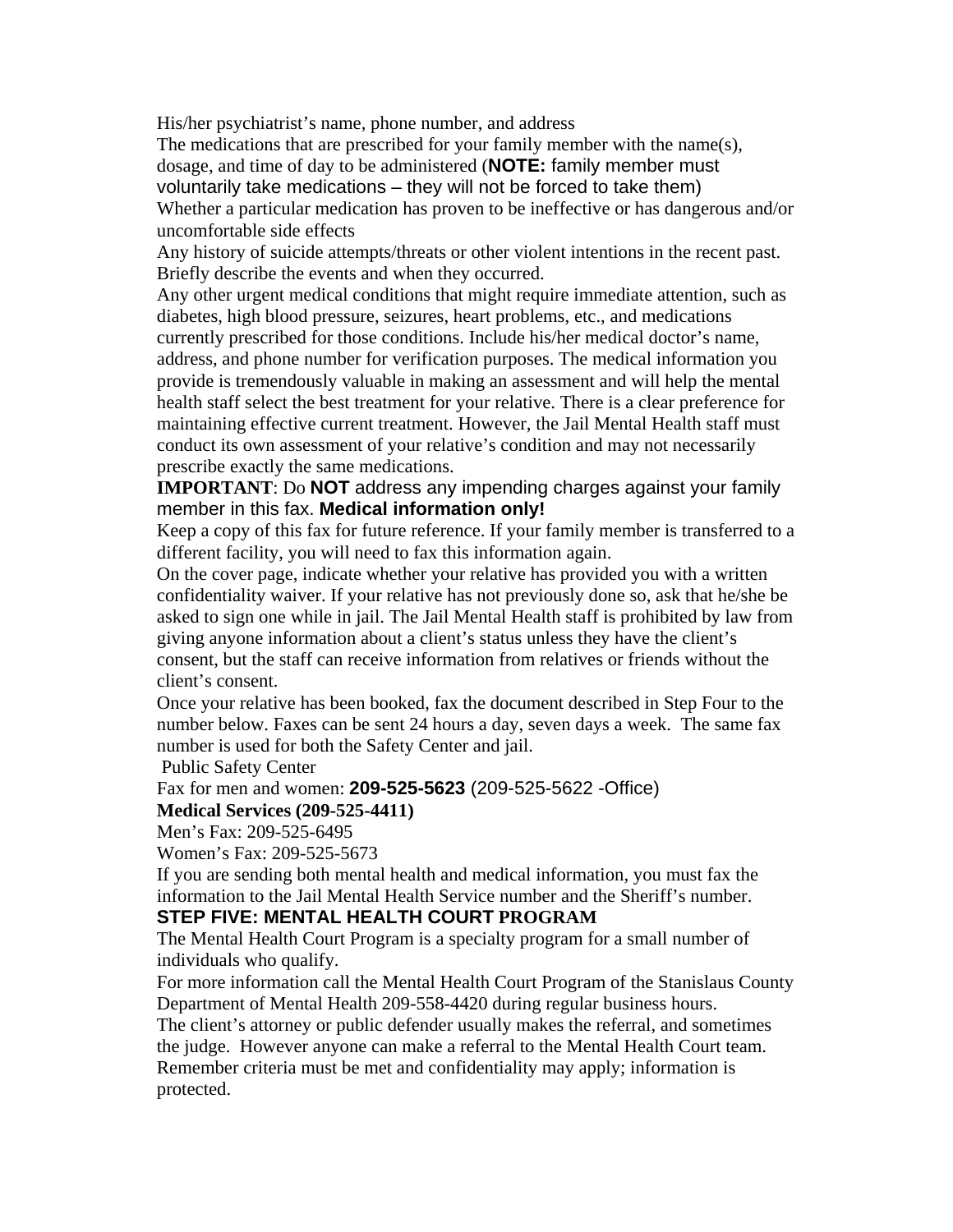His/her psychiatrist's name, phone number, and address

The medications that are prescribed for your family member with the name(s), dosage, and time of day to be administered (**NOTE:** family member must voluntarily take medications – they will not be forced to take them)

Whether a particular medication has proven to be ineffective or has dangerous and/or uncomfortable side effects

Any history of suicide attempts/threats or other violent intentions in the recent past. Briefly describe the events and when they occurred.

Any other urgent medical conditions that might require immediate attention, such as diabetes, high blood pressure, seizures, heart problems, etc., and medications currently prescribed for those conditions. Include his/her medical doctor's name, address, and phone number for verification purposes. The medical information you provide is tremendously valuable in making an assessment and will help the mental health staff select the best treatment for your relative. There is a clear preference for maintaining effective current treatment. However, the Jail Mental Health staff must conduct its own assessment of your relative's condition and may not necessarily prescribe exactly the same medications.

**IMPORTANT**: Do **NOT** address any impending charges against your family member in this fax. **Medical information only!**

Keep a copy of this fax for future reference. If your family member is transferred to a different facility, you will need to fax this information again.

On the cover page, indicate whether your relative has provided you with a written confidentiality waiver. If your relative has not previously done so, ask that he/she be asked to sign one while in jail. The Jail Mental Health staff is prohibited by law from giving anyone information about a client's status unless they have the client's consent, but the staff can receive information from relatives or friends without the client's consent.

Once your relative has been booked, fax the document described in Step Four to the number below. Faxes can be sent 24 hours a day, seven days a week. The same fax number is used for both the Safety Center and jail.

Public Safety Center

Fax for men and women: **209-525-5623** (209-525-5622 -Office)

**Medical Services (209-525-4411)**

Men's Fax: 209-525-6495

Women's Fax: 209-525-5673

If you are sending both mental health and medical information, you must fax the information to the Jail Mental Health Service number and the Sheriff's number.

## STEP FIVE: MENTAL HEALTH COURT PROGRAM

The Mental Health Court Program is a specialty program for a small number of individuals who qualify.

For more information call the Mental Health Court Program of the Stanislaus County Department of Mental Health 209-558-4420 during regular business hours.

The client's attorney or public defender usually makes the referral, and sometimes the judge. However anyone can make a referral to the Mental Health Court team. Remember criteria must be met and confidentiality may apply; information is protected.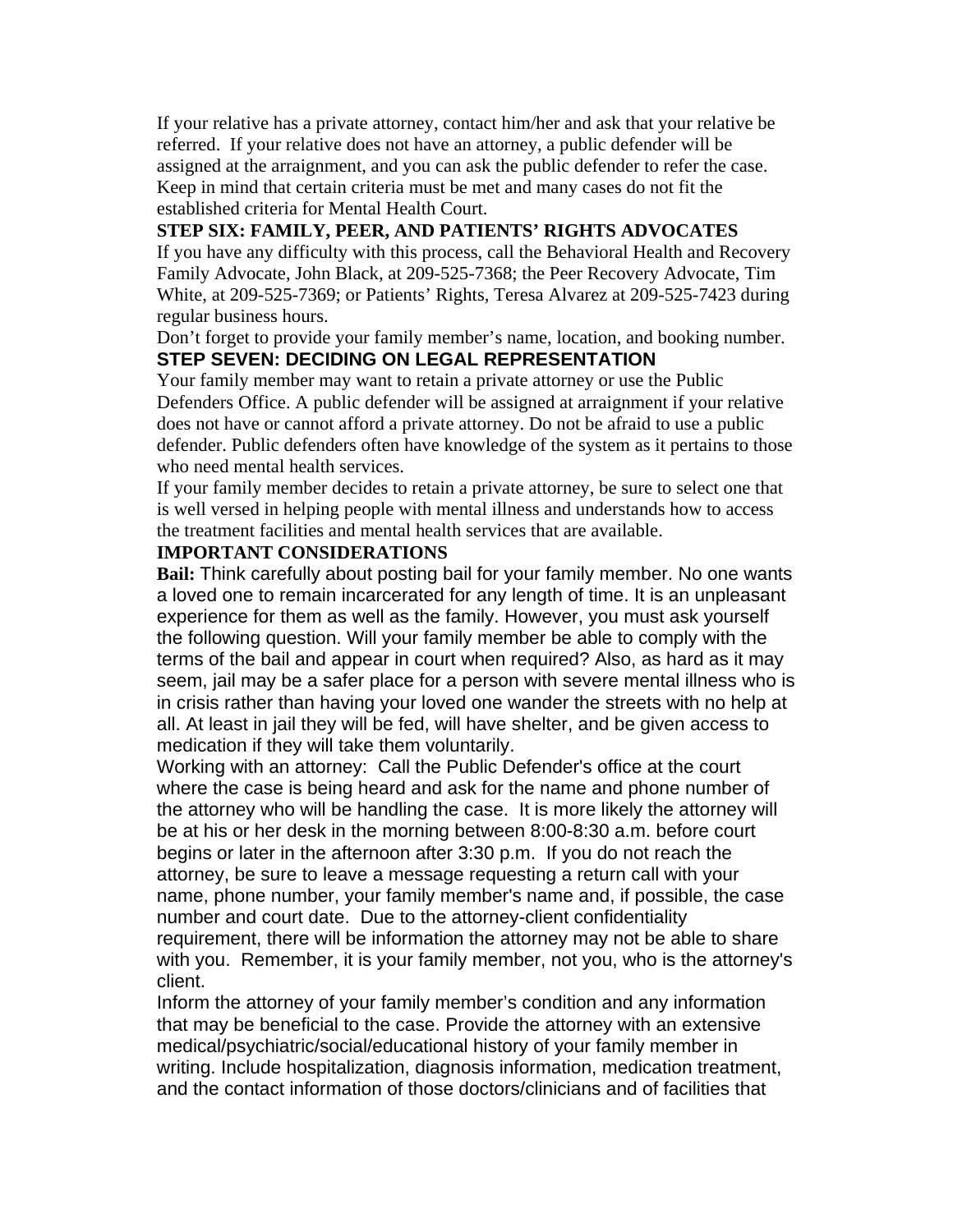If your relative has a private attorney, contact him/her and ask that your relative be referred. If your relative does not have an attorney, a public defender will be assigned at the arraignment, and you can ask the public defender to refer the case. Keep in mind that certain criteria must be met and many cases do not fit the established criteria for Mental Health Court.

## STEP SIX: FAMILY, PEER, AND PATIENTS' RIGHTS ADVOCATES

If you have any difficulty with this process, call the Behavioral Health and Recovery Family Advocate, John Black, at 209-525-7368; the Peer Recovery Advocate, Tim White, at 209-525-7369; or Patients' Rights, Teresa Alvarez at 209-525-7423 during regular business hours.

Don't forget to provide your family member's name, location, and booking number.

## STEP SEVEN: DECIDING ON LEGAL REPRESENTATION

Your family member may want to retain a private attorney or use the Public Defenders Office. A public defender will be assigned at arraignment if your relative does not have or cannot afford a private attorney. Do not be afraid to use a public defender. Public defenders often have knowledge of the system as it pertains to those who need mental health services.

If your family member decides to retain a private attorney, be sure to select one that is well versed in helping people with mental illness and understands how to access the treatment facilities and mental health services that are available.

## IMPORTANT CONSIDERATIONS

**Bail:** Think carefully about posting bail for your family member. No one wants a loved one to remain incarcerated for any length of time. It is an unpleasant experience for them as well as the family. However, you must ask yourself the following question. Will your family member be able to comply with the terms of the bail and appear in court when required? Also, as hard as it may seem, jail may be a safer place for a person with severe mental illness who is in crisis rather than having your loved one wander the streets with no help at all. At least in jail they will be fed, will have shelter, and be given access to medication if they will take them voluntarily.

Working with an attorney: Call the Public Defender's office at the court where the case is being heard and ask for the name and phone number of the attorney who will be handling the case. It is more likely the attorney will be at his or her desk in the morning between 8:00-8:30 a.m. before court begins or later in the afternoon after 3:30 p.m. If you do not reach the attorney, be sure to leave a message requesting a return call with your name, phone number, your family member's name and, if possible, the case number and court date. Due to the attorney-client confidentiality requirement, there will be information the attorney may not be able to share with you. Remember, it is your family member, not you, who is the attorney's client.

Inform the attorney of your family member's condition and any information that may be beneficial to the case. Provide the attorney with an extensive medical/psychiatric/social/educational history of your family member in writing. Include hospitalization, diagnosis information, medication treatment, and the contact information of those doctors/clinicians and of facilities that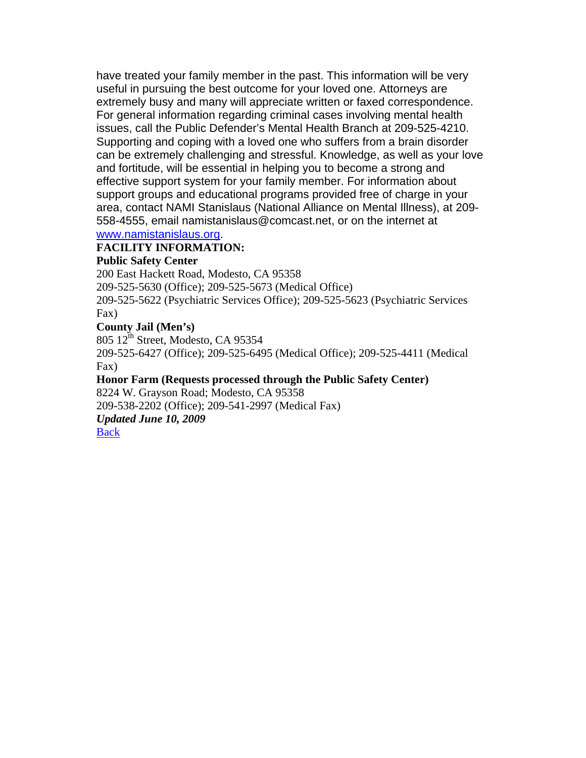have treated your family member in the past. This information will be very useful in pursuing the best outcome for your loved one. Attorneys are extremely busy and many will appreciate written or faxed correspondence. For general information regarding criminal cases involving mental health issues, call the Public Defender's Mental Health Branch at 209-525-4210. Supporting and coping with a loved one who suffers from a brain disorder can be extremely challenging and stressful. Knowledge, as well as your love and fortitude, will be essential in helping you to become a strong and effective support system for your family member. For information about support groups and educational programs provided free of charge in your area, contact NAMI Stanislaus (National Alliance on Mental Illness), at 209-558-4555, email namistanislaus@comcast.net, or on the internet at [www.namistanislaus.org](www.namistanislaus.org).

**FACILITY INFORMATION:**

**Public Safety Center**

200 East Hackett Road, Modesto, CA 95358

209-525-5630 (Office); 209-525-5673 (Medical Office)

209-525-5622 (Psychiatric Services Office); 209-525-5623 (Psychiatric Services Fax)

**County Jail (Men's)**

805 12th Street, Modesto, CA 95354

209-525-6427 (Office); 209-525-6495 (Medical Office); 209-525-4411 (Medical Fax)

**Honor Farm (Requests processed through the Public Safety Center)**

8224 W. Grayson Road; Modesto, CA 95358

209-538-2202 (Office); 209-541-2997 (Medical Fax)

***Updated June 10, 2009***

Back